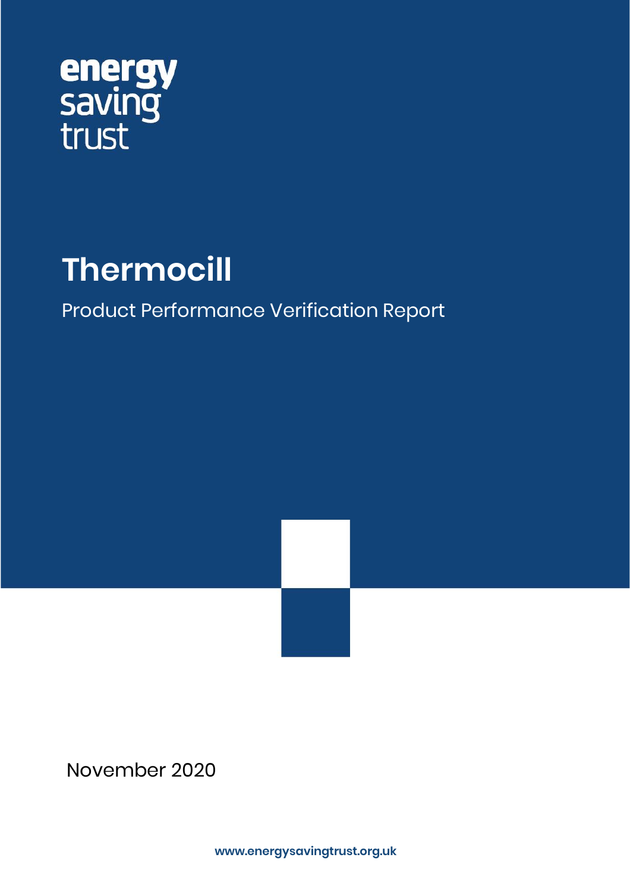energy saving trust

# Thermocill

Product Performance Verification Report

November 2020

www.energysavingtrust.org.uk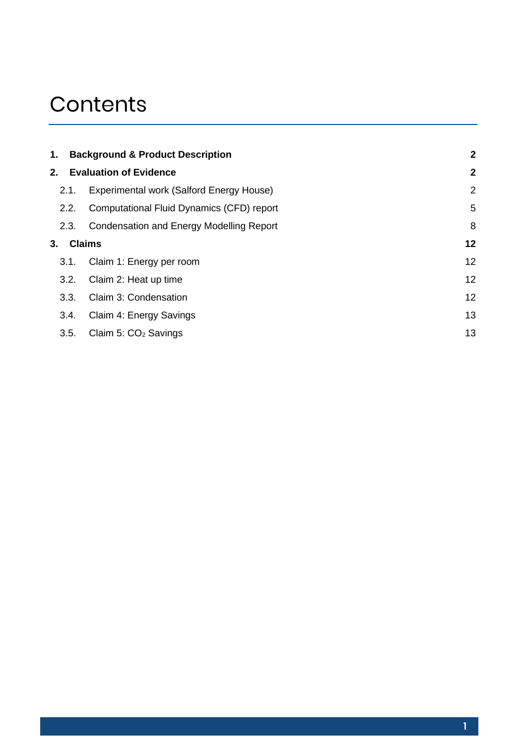# Contents

| | | |
|---|---|---|
| **1.** | **Background & Product Description** | **2** |
| **2.** | **Evaluation of Evidence** | **2** |
| 2.1. | Experimental work (Salford Energy House) | 2 |
| 2.2. | Computational Fluid Dynamics (CFD) report | 5 |
| 2.3. | Condensation and Energy Modelling Report | 8 |
| **3.** | **Claims** | **12** |
| 3.1. | Claim 1: Energy per room | 12 |
| 3.2. | Claim 2: Heat up time | 12 |
| 3.3. | Claim 3: Condensation | 12 |
| 3.4. | Claim 4: Energy Savings | 13 |
| 3.5. | Claim 5: $CO_2$ Savings | 13 |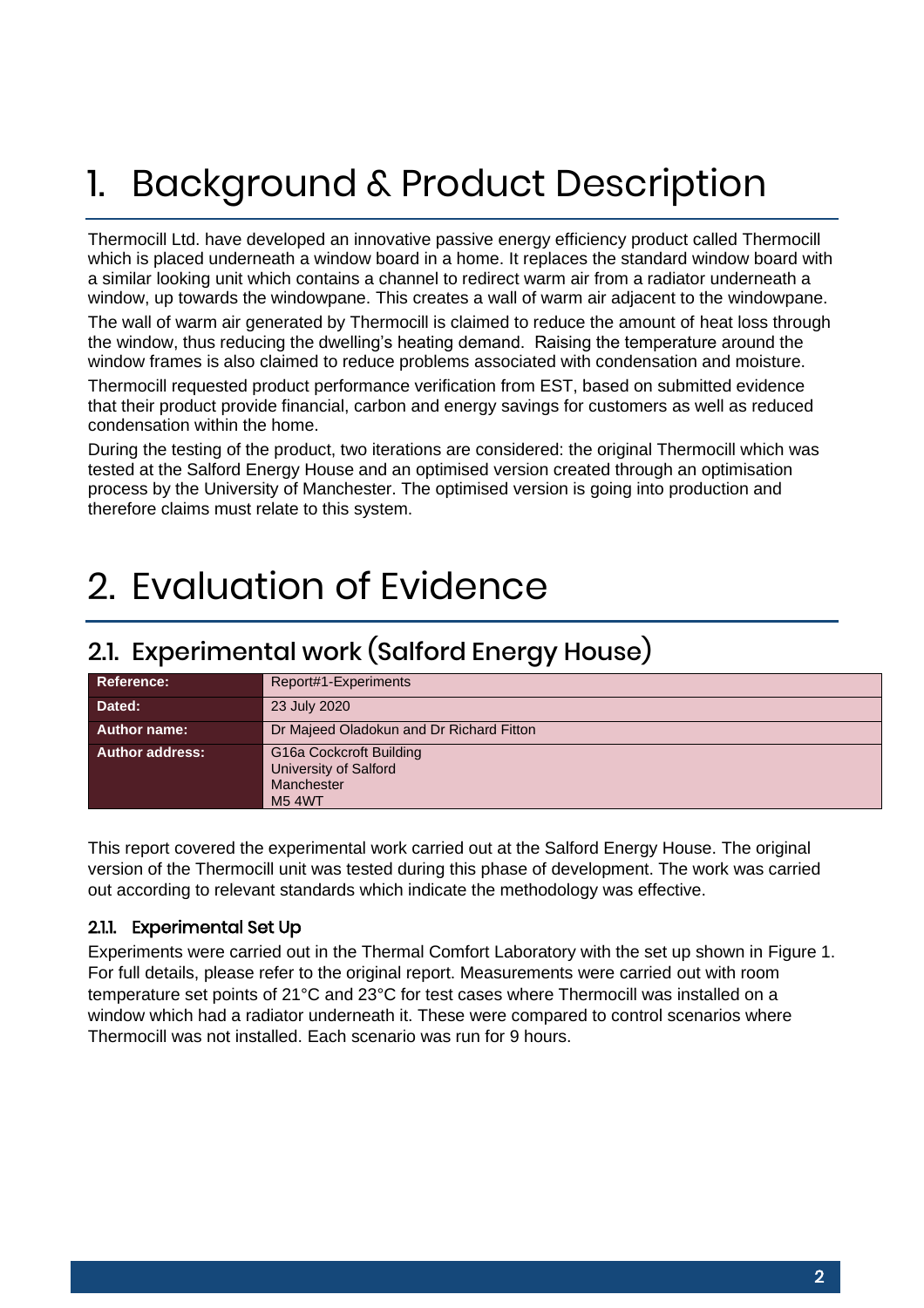# 1. Background & Product Description

Thermocill Ltd. have developed an innovative passive energy efficiency product called Thermocill which is placed underneath a window board in a home. It replaces the standard window board with a similar looking unit which contains a channel to redirect warm air from a radiator underneath a window, up towards the windowpane. This creates a wall of warm air adjacent to the windowpane.

The wall of warm air generated by Thermocill is claimed to reduce the amount of heat loss through the window, thus reducing the dwelling's heating demand. Raising the temperature around the window frames is also claimed to reduce problems associated with condensation and moisture.

Thermocill requested product performance verification from EST, based on submitted evidence that their product provide financial, carbon and energy savings for customers as well as reduced condensation within the home.

During the testing of the product, two iterations are considered: the original Thermocill which was tested at the Salford Energy House and an optimised version created through an optimisation process by the University of Manchester. The optimised version is going into production and therefore claims must relate to this system.

# 2. Evaluation of Evidence

## 2.1. Experimental work (Salford Energy House)

| | |
|---|---|
| **Reference:** | Report#1-Experiments |
| **Dated:** | 23 July 2020 |
| **Author name:** | Dr Majeed Oladokun and Dr Richard Fitton |
| **Author address:** | G16a Cockcroft Building<br>University of Salford<br>Manchester<br>M5 4WT |

This report covered the experimental work carried out at the Salford Energy House. The original version of the Thermocill unit was tested during this phase of development. The work was carried out according to relevant standards which indicate the methodology was effective.

### 2.1.1. Experimental Set Up

Experiments were carried out in the Thermal Comfort Laboratory with the set up shown in Figure 1. For full details, please refer to the original report. Measurements were carried out with room temperature set points of 21°C and 23°C for test cases where Thermocill was installed on a window which had a radiator underneath it. These were compared to control scenarios where Thermocill was not installed. Each scenario was run for 9 hours.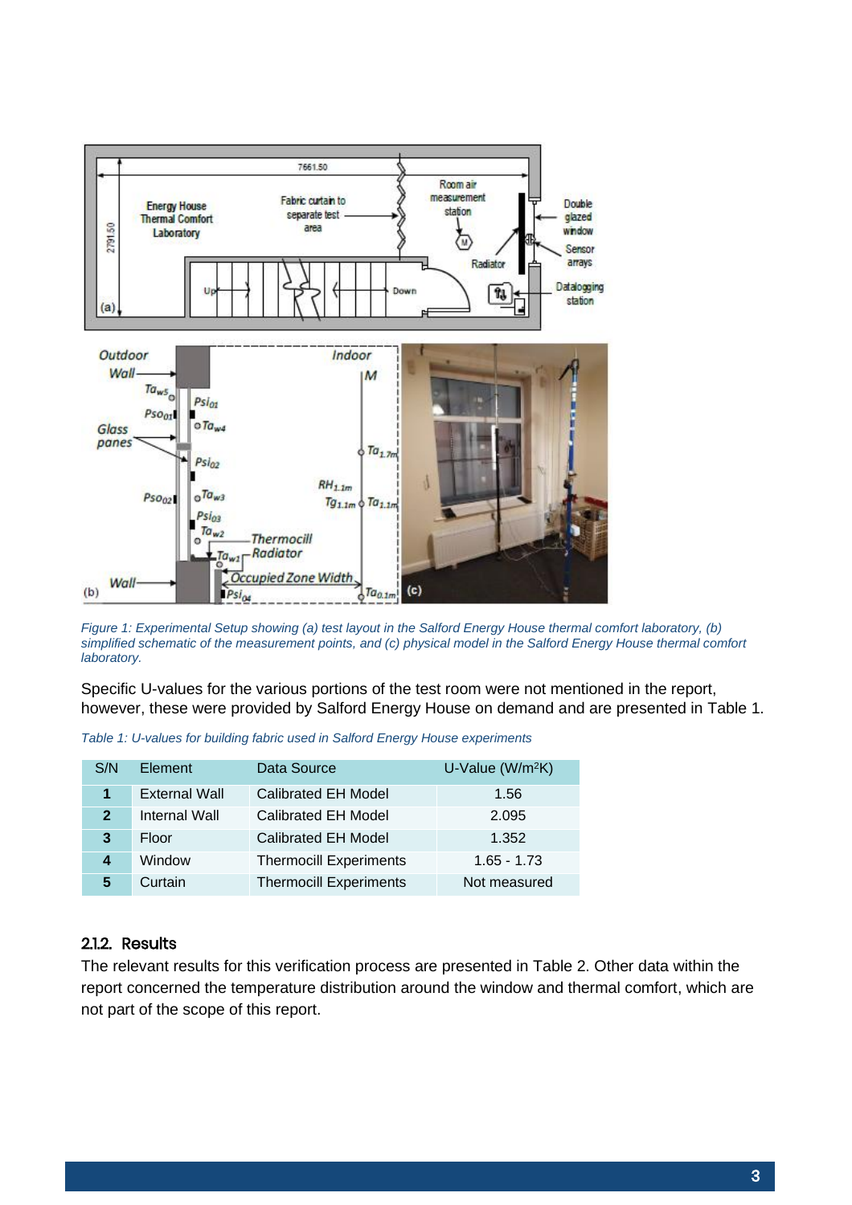Figure 1: Experimental Setup showing (a) test layout in the Salford Energy House thermal comfort laboratory, (b) simplified schematic of the measurement points, and (c) physical model in the Salford Energy House thermal comfort laboratory.

Specific U-values for the various portions of the test room were not mentioned in the report, however, these were provided by Salford Energy House on demand and are presented in Table 1.

Table 1: U-values for building fabric used in Salford Energy House experiments

| S/N | Element | Data Source | U-Value (W/m²K) |
|---|---|---|---|
| **1** | External Wall | Calibrated EH Model | 1.56 |
| **2** | Internal Wall | Calibrated EH Model | 2.095 |
| **3** | Floor | Calibrated EH Model | 1.352 |
| **4** | Window | Thermocill Experiments | 1.65 - 1.73 |
| **5** | Curtain | Thermocill Experiments | Not measured |

### 2.1.2. Results

The relevant results for this verification process are presented in Table 2. Other data within the report concerned the temperature distribution around the window and thermal comfort, which are not part of the scope of this report.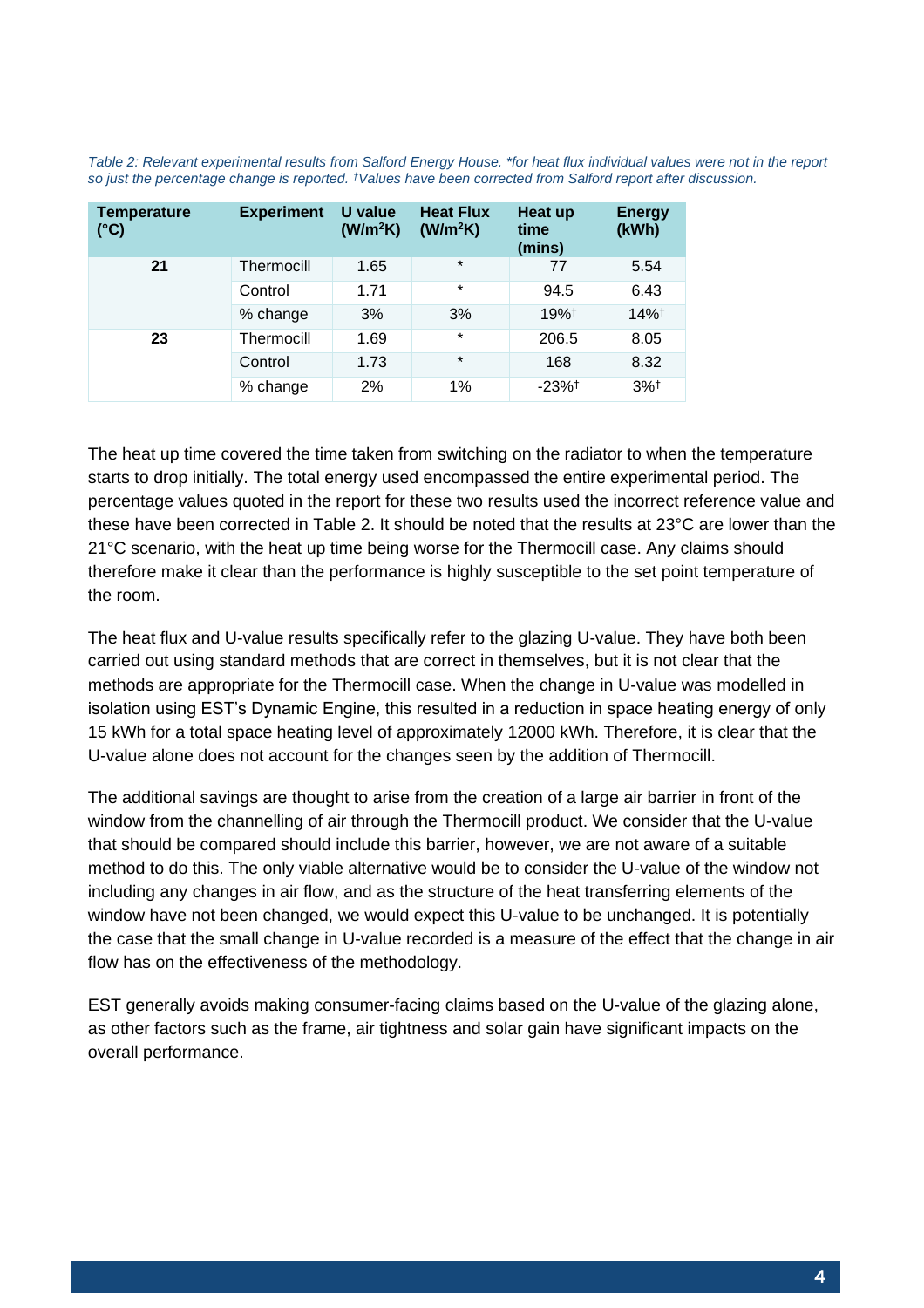*Table 2: Relevant experimental results from Salford Energy House. *for heat flux individual values were not in the report so just the percentage change is reported. †Values have been corrected from Salford report after discussion.*

| Temperature (°C) | Experiment | U value ($W/m^2K$) | Heat Flux ($W/m^2K$) | Heat up time (mins) | Energy (kWh) |
|---|---|---|---|---|---|
| **21** | Thermocill | 1.65 | * | 77 | 5.54 |
| | Control | 1.71 | * | 94.5 | 6.43 |
| | % change | 3% | 3% | 19%† | 14%† |
| **23** | Thermocill | 1.69 | * | 206.5 | 8.05 |
| | Control | 1.73 | * | 168 | 8.32 |
| | % change | 2% | 1% | -23%† | 3%† |

The heat up time covered the time taken from switching on the radiator to when the temperature starts to drop initially. The total energy used encompassed the entire experimental period. The percentage values quoted in the report for these two results used the incorrect reference value and these have been corrected in Table 2. It should be noted that the results at 23°C are lower than the 21°C scenario, with the heat up time being worse for the Thermocill case. Any claims should therefore make it clear than the performance is highly susceptible to the set point temperature of the room.

The heat flux and U-value results specifically refer to the glazing U-value. They have both been carried out using standard methods that are correct in themselves, but it is not clear that the methods are appropriate for the Thermocill case. When the change in U-value was modelled in isolation using EST's Dynamic Engine, this resulted in a reduction in space heating energy of only 15 kWh for a total space heating level of approximately 12000 kWh. Therefore, it is clear that the U-value alone does not account for the changes seen by the addition of Thermocill.

The additional savings are thought to arise from the creation of a large air barrier in front of the window from the channelling of air through the Thermocill product. We consider that the U-value that should be compared should include this barrier, however, we are not aware of a suitable method to do this. The only viable alternative would be to consider the U-value of the window not including any changes in air flow, and as the structure of the heat transferring elements of the window have not been changed, we would expect this U-value to be unchanged. It is potentially the case that the small change in U-value recorded is a measure of the effect that the change in air flow has on the effectiveness of the methodology.

EST generally avoids making consumer-facing claims based on the U-value of the glazing alone, as other factors such as the frame, air tightness and solar gain have significant impacts on the overall performance.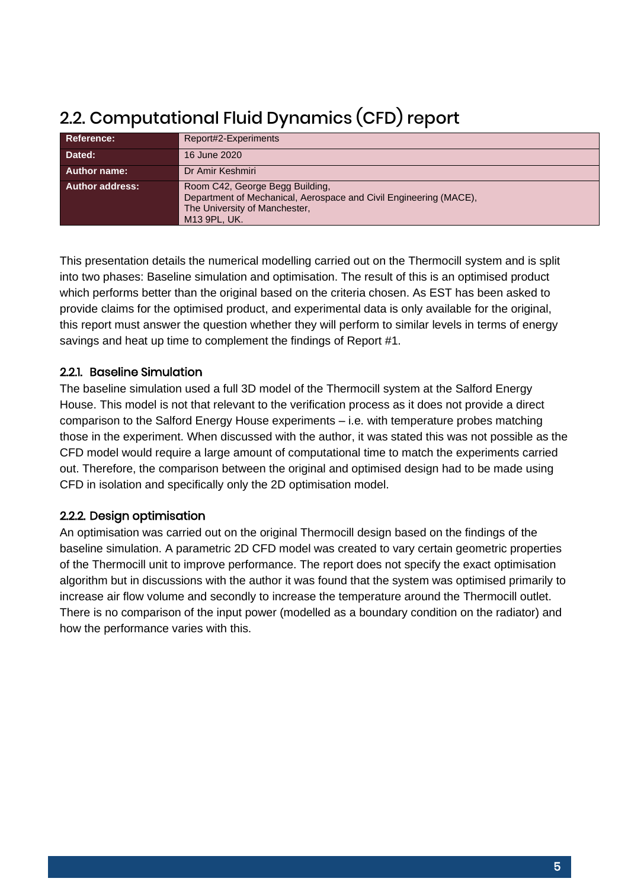## 2.2. Computational Fluid Dynamics (CFD) report

| **Reference:** | Report#2-Experiments |
| --- | --- |
| **Dated:** | 16 June 2020 |
| **Author name:** | Dr Amir Keshmiri |
| **Author address:** | Room C42, George Begg Building,<br>Department of Mechanical, Aerospace and Civil Engineering (MACE),<br>The University of Manchester,<br>M13 9PL, UK. |

This presentation details the numerical modelling carried out on the Thermocill system and is split into two phases: Baseline simulation and optimisation. The result of this is an optimised product which performs better than the original based on the criteria chosen. As EST has been asked to provide claims for the optimised product, and experimental data is only available for the original, this report must answer the question whether they will perform to similar levels in terms of energy savings and heat up time to complement the findings of Report #1.

### 2.2.1. Baseline Simulation

The baseline simulation used a full 3D model of the Thermocill system at the Salford Energy House. This model is not that relevant to the verification process as it does not provide a direct comparison to the Salford Energy House experiments – i.e. with temperature probes matching those in the experiment. When discussed with the author, it was stated this was not possible as the CFD model would require a large amount of computational time to match the experiments carried out. Therefore, the comparison between the original and optimised design had to be made using CFD in isolation and specifically only the 2D optimisation model.

### 2.2.2. Design optimisation

An optimisation was carried out on the original Thermocill design based on the findings of the baseline simulation. A parametric 2D CFD model was created to vary certain geometric properties of the Thermocill unit to improve performance. The report does not specify the exact optimisation algorithm but in discussions with the author it was found that the system was optimised primarily to increase air flow volume and secondly to increase the temperature around the Thermocill outlet. There is no comparison of the input power (modelled as a boundary condition on the radiator) and how the performance varies with this.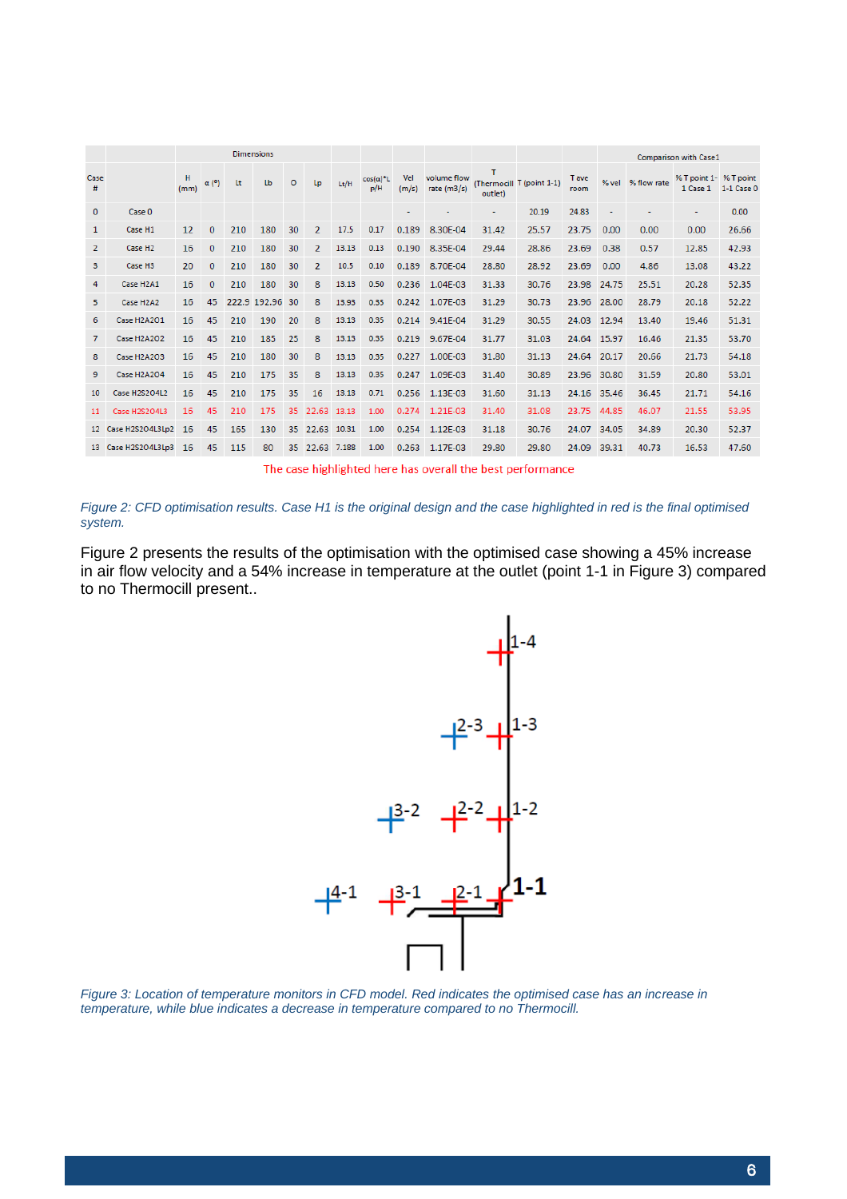| Case # | | Dimensions | | | | | | | | Vel (m/s) | volume flow rate (m3/s) | T (Thermocill outlet) | T (point 1-1) | T ave room | Comparison with Case1 | | | |
|---|---|---|---|---|---|---|---|---|---|---|---|---|---|---|---|---|---|---|
| | | H (mm) | α (°) | Lt | Lb | O | Lp | Lt/H | cos(α)*L p/H | | | | | | % vel | % flow rate | % T point 1-1 Case 1 | % T point 1-1 Case 0 |
| 0 | Case 0 | | | | | | | | | - | - | - | 20.19 | 24.83 | - | - | - | 0.00 |
| 1 | Case H1 | 12 | 0 | 210 | 180 | 30 | 2 | 17.5 | 0.17 | 0.189 | 8.30E-04 | 31.42 | 25.57 | 23.75 | 0.00 | 0.00 | 0.00 | 26.66 |
| 2 | Case H2 | 16 | 0 | 210 | 180 | 30 | 2 | 13.13 | 0.13 | 0.190 | 8.35E-04 | 29.44 | 28.86 | 23.69 | 0.38 | 0.57 | 12.85 | 42.93 |
| 3 | Case H3 | 20 | 0 | 210 | 180 | 30 | 2 | 10.5 | 0.10 | 0.189 | 8.70E-04 | 28.80 | 28.92 | 23.69 | 0.00 | 4.86 | 13.08 | 43.22 |
| 4 | Case H2A1 | 16 | 0 | 210 | 180 | 30 | 8 | 13.13 | 0.50 | 0.236 | 1.04E-03 | 31.33 | 30.76 | 23.98 | 24.75 | 25.51 | 20.28 | 52.35 |
| 5 | Case H2A2 | 16 | 45 | 222.9 | 192.96 | 30 | 8 | 13.93 | 0.35 | 0.242 | 1.07E-03 | 31.29 | 30.73 | 23.96 | 28.00 | 28.79 | 20.18 | 52.22 |
| 6 | Case H2A2O1 | 16 | 45 | 210 | 190 | 20 | 8 | 13.13 | 0.35 | 0.214 | 9.41E-04 | 31.29 | 30.55 | 24.03 | 12.94 | 13.40 | 19.46 | 51.31 |
| 7 | Case H2A2O2 | 16 | 45 | 210 | 185 | 25 | 8 | 13.13 | 0.35 | 0.219 | 9.67E-04 | 31.77 | 31.03 | 24.64 | 15.97 | 16.46 | 21.35 | 53.70 |
| 8 | Case H2A2O3 | 16 | 45 | 210 | 180 | 30 | 8 | 13.13 | 0.35 | 0.227 | 1.00E-03 | 31.80 | 31.13 | 24.64 | 20.17 | 20.66 | 21.73 | 54.18 |
| 9 | Case H2A2O4 | 16 | 45 | 210 | 175 | 35 | 8 | 13.13 | 0.35 | 0.247 | 1.09E-03 | 31.40 | 30.89 | 23.96 | 30.80 | 31.59 | 20.80 | 53.01 |
| 10 | Case H2S2O4L2 | 16 | 45 | 210 | 175 | 35 | 16 | 13.13 | 0.71 | 0.256 | 1.13E-03 | 31.60 | 31.13 | 24.16 | 35.46 | 36.45 | 21.71 | 54.16 |
| 11 | Case H2S2O4L3 | 16 | 45 | 210 | 175 | 35 | 22.63 | 13.13 | 1.00 | 0.274 | 1.21E-03 | 31.40 | 31.08 | 23.75 | 44.85 | 46.07 | 21.55 | 53.95 |
| 12 | Case H2S2O4L3Lp2 | 16 | 45 | 165 | 130 | 35 | 22.63 | 10.31 | 1.00 | 0.254 | 1.12E-03 | 31.18 | 30.76 | 24.07 | 34.05 | 34.89 | 20.30 | 52.37 |
| 13 | Case H2S2O4L3Lp3 | 16 | 45 | 115 | 80 | 35 | 22.63 | 7.188 | 1.00 | 0.263 | 1.17E-03 | 29.80 | 29.80 | 24.09 | 39.31 | 40.73 | 16.53 | 47.60 |

The case highlighted here has overall the best performance

*Figure 2: CFD optimisation results. Case H1 is the original design and the case highlighted in red is the final optimised system.*

Figure 2 presents the results of the optimisation with the optimised case showing a 45% increase in air flow velocity and a 54% increase in temperature at the outlet (point 1-1 in Figure 3) compared to no Thermocill present..

*Figure 3: Location of temperature monitors in CFD model. Red indicates the optimised case has an increase in temperature, while blue indicates a decrease in temperature compared to no Thermocill.*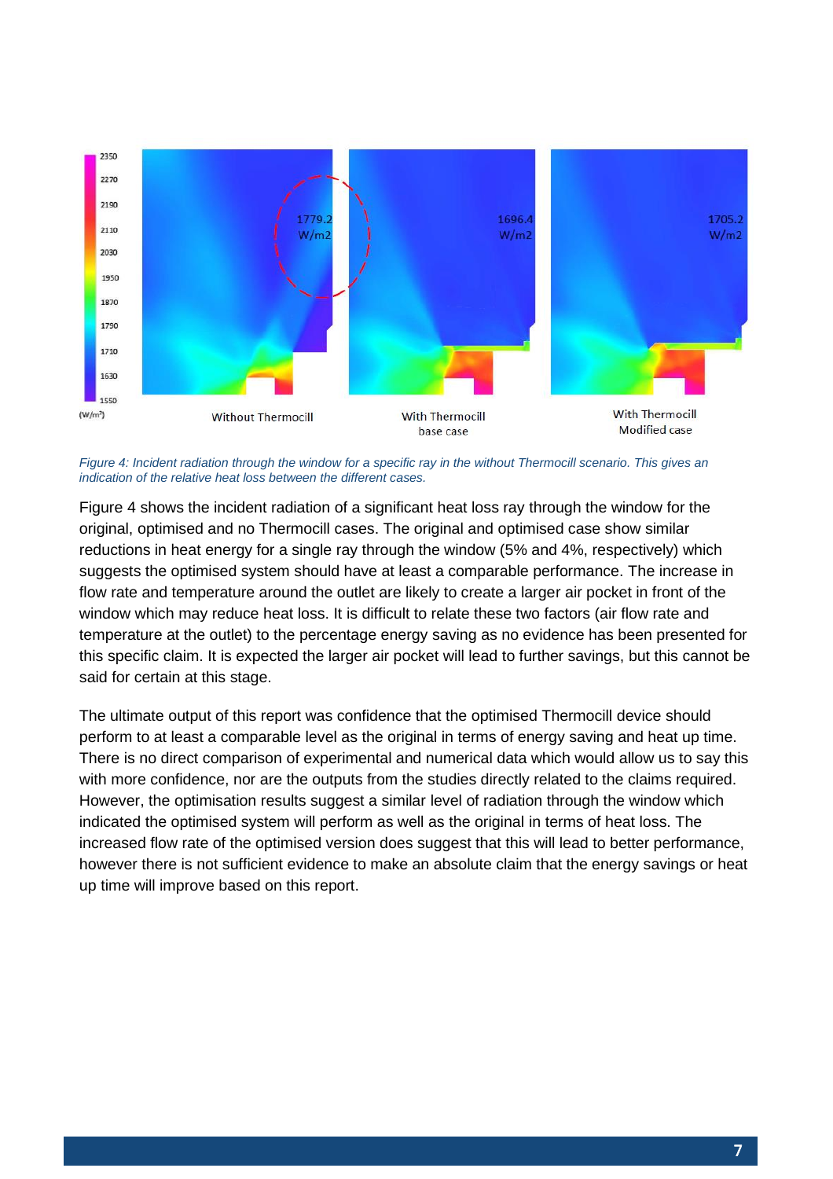*Figure 4: Incident radiation through the window for a specific ray in the without Thermocill scenario. This gives an indication of the relative heat loss between the different cases.*

Figure 4 shows the incident radiation of a significant heat loss ray through the window for the original, optimised and no Thermocill cases. The original and optimised case show similar reductions in heat energy for a single ray through the window (5% and 4%, respectively) which suggests the optimised system should have at least a comparable performance. The increase in flow rate and temperature around the outlet are likely to create a larger air pocket in front of the window which may reduce heat loss. It is difficult to relate these two factors (air flow rate and temperature at the outlet) to the percentage energy saving as no evidence has been presented for this specific claim. It is expected the larger air pocket will lead to further savings, but this cannot be said for certain at this stage.

The ultimate output of this report was confidence that the optimised Thermocill device should perform to at least a comparable level as the original in terms of energy saving and heat up time. There is no direct comparison of experimental and numerical data which would allow us to say this with more confidence, nor are the outputs from the studies directly related to the claims required. However, the optimisation results suggest a similar level of radiation through the window which indicated the optimised system will perform as well as the original in terms of heat loss. The increased flow rate of the optimised version does suggest that this will lead to better performance, however there is not sufficient evidence to make an absolute claim that the energy savings or heat up time will improve based on this report.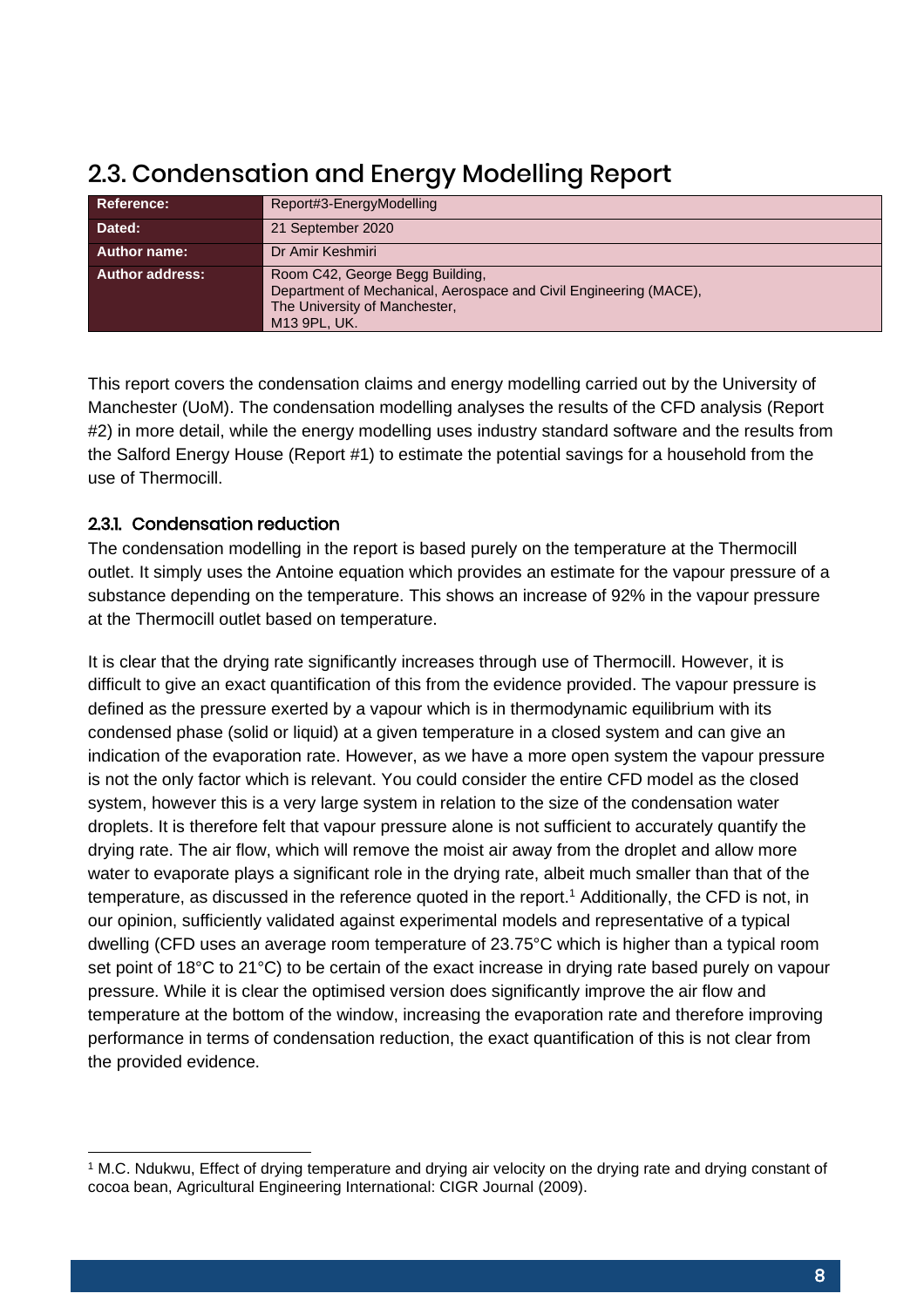## 2.3. Condensation and Energy Modelling Report

| **Reference:** | Report#3-EnergyModelling |
|---|---|
| **Dated:** | 21 September 2020 |
| **Author name:** | Dr Amir Keshmiri |
| **Author address:** | Room C42, George Begg Building, Department of Mechanical, Aerospace and Civil Engineering (MACE), The University of Manchester, M13 9PL, UK. |

This report covers the condensation claims and energy modelling carried out by the University of Manchester (UoM). The condensation modelling analyses the results of the CFD analysis (Report #2) in more detail, while the energy modelling uses industry standard software and the results from the Salford Energy House (Report #1) to estimate the potential savings for a household from the use of Thermocill.

### 2.3.1. Condensation reduction

The condensation modelling in the report is based purely on the temperature at the Thermocill outlet. It simply uses the Antoine equation which provides an estimate for the vapour pressure of a substance depending on the temperature. This shows an increase of 92% in the vapour pressure at the Thermocill outlet based on temperature.

It is clear that the drying rate significantly increases through use of Thermocill. However, it is difficult to give an exact quantification of this from the evidence provided. The vapour pressure is defined as the pressure exerted by a vapour which is in thermodynamic equilibrium with its condensed phase (solid or liquid) at a given temperature in a closed system and can give an indication of the evaporation rate. However, as we have a more open system the vapour pressure is not the only factor which is relevant. You could consider the entire CFD model as the closed system, however this is a very large system in relation to the size of the condensation water droplets. It is therefore felt that vapour pressure alone is not sufficient to accurately quantify the drying rate. The air flow, which will remove the moist air away from the droplet and allow more water to evaporate plays a significant role in the drying rate, albeit much smaller than that of the temperature, as discussed in the reference quoted in the report.[1] Additionally, the CFD is not, in our opinion, sufficiently validated against experimental models and representative of a typical dwelling (CFD uses an average room temperature of 23.75°C which is higher than a typical room set point of 18°C to 21°C) to be certain of the exact increase in drying rate based purely on vapour pressure. While it is clear the optimised version does significantly improve the air flow and temperature at the bottom of the window, increasing the evaporation rate and therefore improving performance in terms of condensation reduction, the exact quantification of this is not clear from the provided evidence.

[1] M.C. Ndukwu, Effect of drying temperature and drying air velocity on the drying rate and drying constant of cocoa bean, Agricultural Engineering International: CIGR Journal (2009).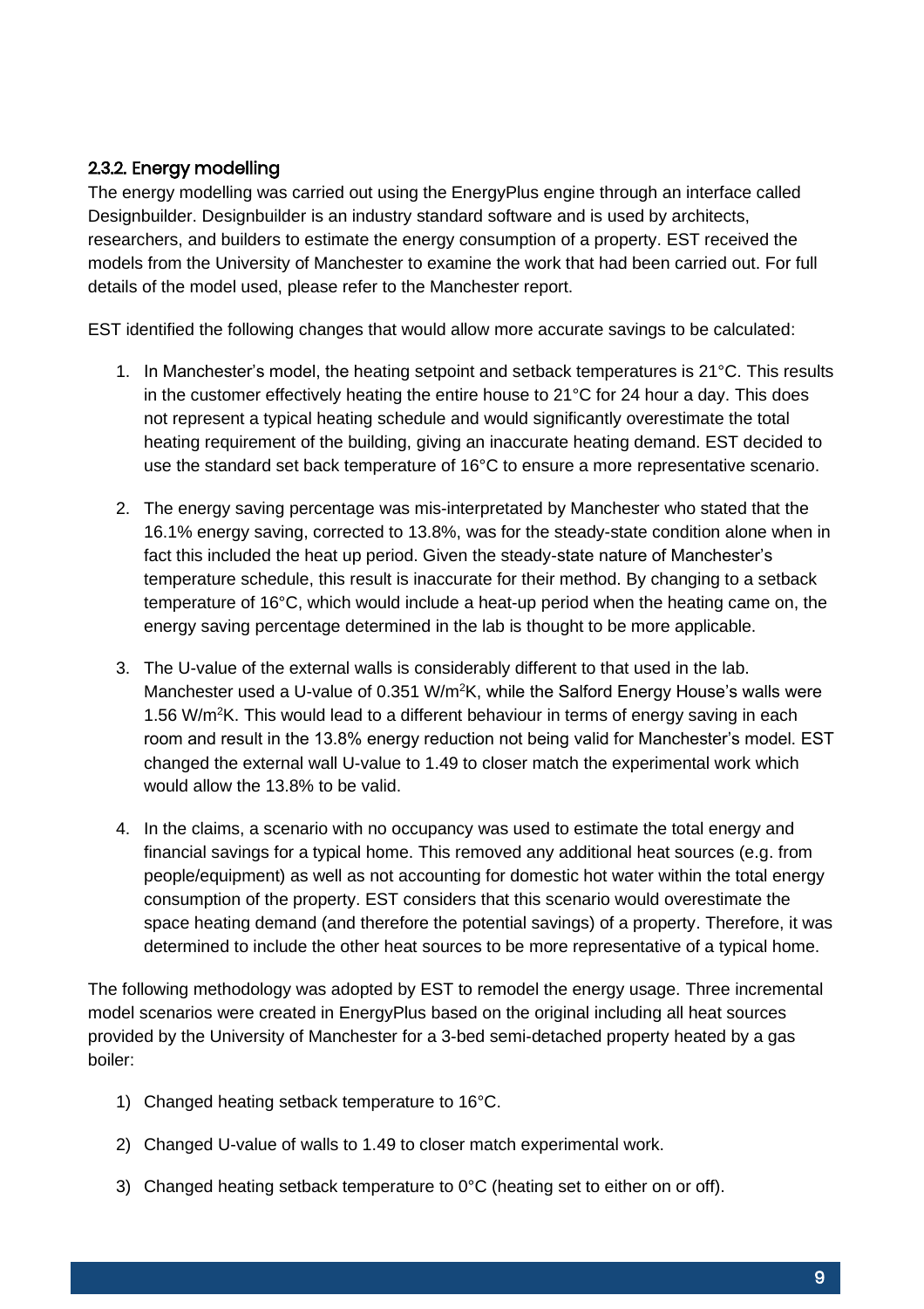### 2.3.2. Energy modelling

The energy modelling was carried out using the EnergyPlus engine through an interface called Designbuilder. Designbuilder is an industry standard software and is used by architects, researchers, and builders to estimate the energy consumption of a property. EST received the models from the University of Manchester to examine the work that had been carried out. For full details of the model used, please refer to the Manchester report.

EST identified the following changes that would allow more accurate savings to be calculated:

1. In Manchester's model, the heating setpoint and setback temperatures is 21°C. This results in the customer effectively heating the entire house to 21°C for 24 hour a day. This does not represent a typical heating schedule and would significantly overestimate the total heating requirement of the building, giving an inaccurate heating demand. EST decided to use the standard set back temperature of 16°C to ensure a more representative scenario.

2. The energy saving percentage was mis-interpretated by Manchester who stated that the 16.1% energy saving, corrected to 13.8%, was for the steady-state condition alone when in fact this included the heat up period. Given the steady-state nature of Manchester's temperature schedule, this result is inaccurate for their method. By changing to a setback temperature of 16°C, which would include a heat-up period when the heating came on, the energy saving percentage determined in the lab is thought to be more applicable.

3. The U-value of the external walls is considerably different to that used in the lab. Manchester used a U-value of 0.351 $W/m^2K$, while the Salford Energy House's walls were 1.56 $W/m^2K$. This would lead to a different behaviour in terms of energy saving in each room and result in the 13.8% energy reduction not being valid for Manchester's model. EST changed the external wall U-value to 1.49 to closer match the experimental work which would allow the 13.8% to be valid.

4. In the claims, a scenario with no occupancy was used to estimate the total energy and financial savings for a typical home. This removed any additional heat sources (e.g. from people/equipment) as well as not accounting for domestic hot water within the total energy consumption of the property. EST considers that this scenario would overestimate the space heating demand (and therefore the potential savings) of a property. Therefore, it was determined to include the other heat sources to be more representative of a typical home.

The following methodology was adopted by EST to remodel the energy usage. Three incremental model scenarios were created in EnergyPlus based on the original including all heat sources provided by the University of Manchester for a 3-bed semi-detached property heated by a gas boiler:

1) Changed heating setback temperature to 16°C.

2) Changed U-value of walls to 1.49 to closer match experimental work.

3) Changed heating setback temperature to 0°C (heating set to either on or off).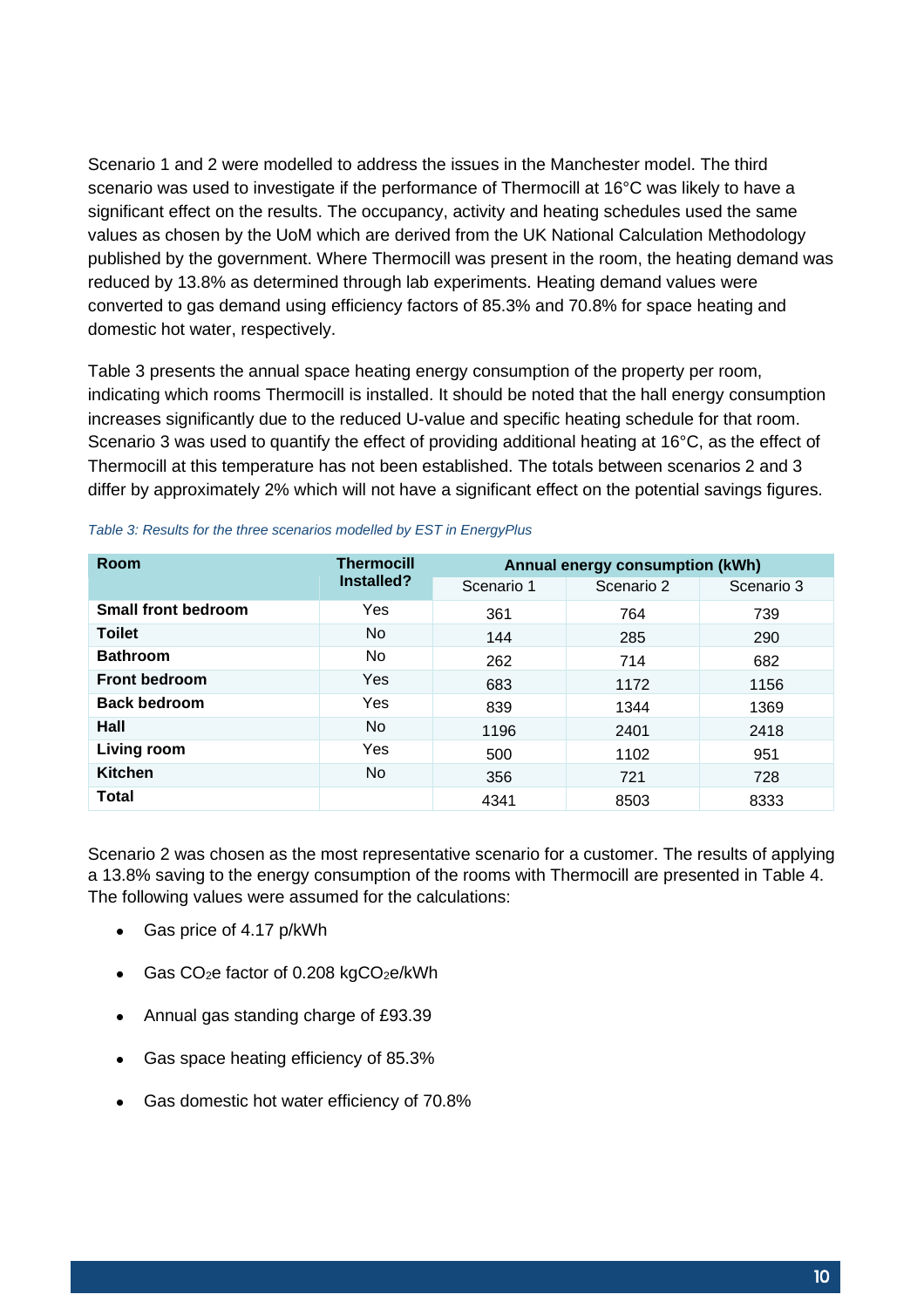Scenario 1 and 2 were modelled to address the issues in the Manchester model. The third scenario was used to investigate if the performance of Thermocill at 16°C was likely to have a significant effect on the results. The occupancy, activity and heating schedules used the same values as chosen by the UoM which are derived from the UK National Calculation Methodology published by the government. Where Thermocill was present in the room, the heating demand was reduced by 13.8% as determined through lab experiments. Heating demand values were converted to gas demand using efficiency factors of 85.3% and 70.8% for space heating and domestic hot water, respectively.

Table 3 presents the annual space heating energy consumption of the property per room, indicating which rooms Thermocill is installed. It should be noted that the hall energy consumption increases significantly due to the reduced U-value and specific heating schedule for that room. Scenario 3 was used to quantify the effect of providing additional heating at 16°C, as the effect of Thermocill at this temperature has not been established. The totals between scenarios 2 and 3 differ by approximately 2% which will not have a significant effect on the potential savings figures.

*Table 3: Results for the three scenarios modelled by EST in EnergyPlus*

| Room | Thermocill Installed? | Annual energy consumption (kWh) | | |
|---|---|---|---|---|
| | | Scenario 1 | Scenario 2 | Scenario 3 |
| **Small front bedroom** | Yes | 361 | 764 | 739 |
| **Toilet** | No | 144 | 285 | 290 |
| **Bathroom** | No | 262 | 714 | 682 |
| **Front bedroom** | Yes | 683 | 1172 | 1156 |
| **Back bedroom** | Yes | 839 | 1344 | 1369 |
| **Hall** | No | 1196 | 2401 | 2418 |
| **Living room** | Yes | 500 | 1102 | 951 |
| **Kitchen** | No | 356 | 721 | 728 |
| **Total** | | 4341 | 8503 | 8333 |

Scenario 2 was chosen as the most representative scenario for a customer. The results of applying a 13.8% saving to the energy consumption of the rooms with Thermocill are presented in Table 4. The following values were assumed for the calculations:

- Gas price of 4.17 p/kWh
- Gas $CO_2e$ factor of 0.208 $kgCO_2e/kWh$
- Annual gas standing charge of £93.39
- Gas space heating efficiency of 85.3%
- Gas domestic hot water efficiency of 70.8%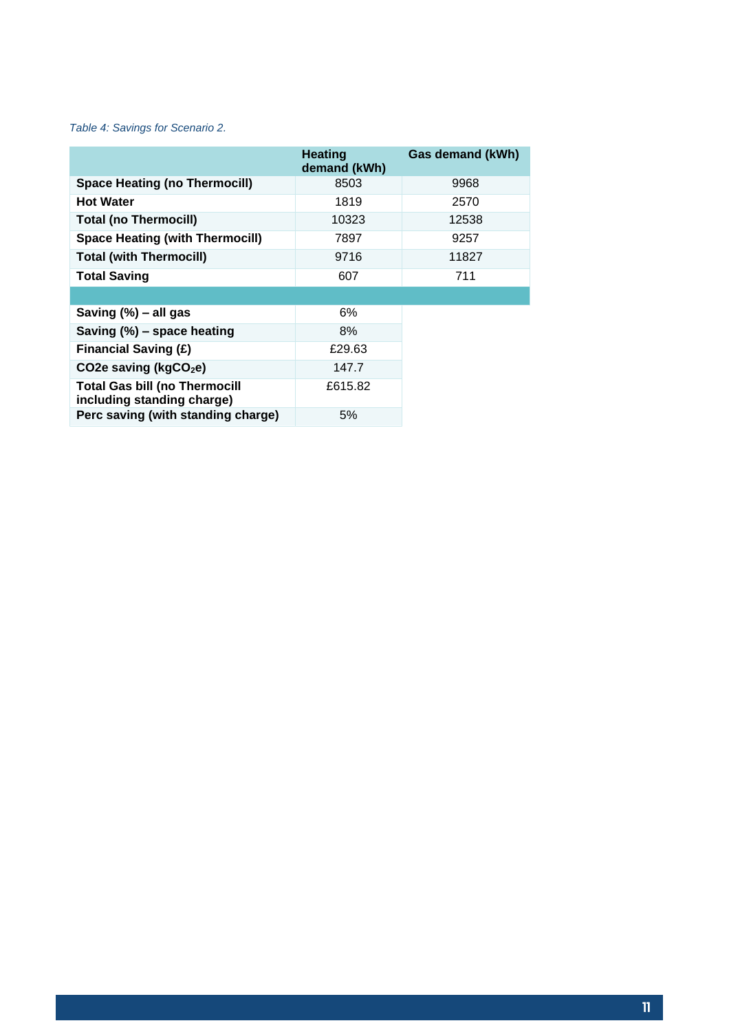*Table 4: Savings for Scenario 2.*

| | Heating demand (kWh) | Gas demand (kWh) |
|---|---|---|
| **Space Heating (no Thermocill)** | 8503 | 9968 |
| **Hot Water** | 1819 | 2570 |
| **Total (no Thermocill)** | 10323 | 12538 |
| **Space Heating (with Thermocill)** | 7897 | 9257 |
| **Total (with Thermocill)** | 9716 | 11827 |
| **Total Saving** | 607 | 711 |
| | | |
| **Saving (%) – all gas** | 6% | |
| **Saving (%) – space heating** | 8% | |
| **Financial Saving (£)** | £29.63 | |
| **CO2e saving (kg$CO_2$e)** | 147.7 | |
| **Total Gas bill (no Thermocill including standing charge)** | £615.82 | |
| **Perc saving (with standing charge)** | 5% | |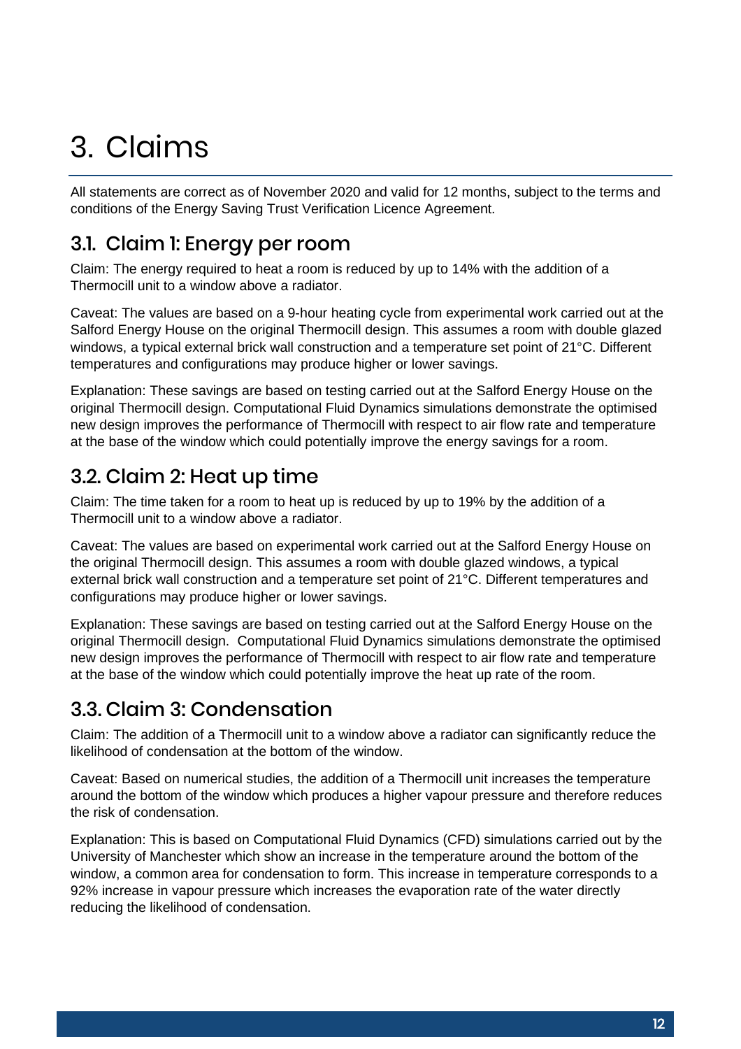# 3. Claims

All statements are correct as of November 2020 and valid for 12 months, subject to the terms and conditions of the Energy Saving Trust Verification Licence Agreement.

## 3.1. Claim 1: Energy per room

Claim: The energy required to heat a room is reduced by up to 14% with the addition of a Thermocill unit to a window above a radiator.

Caveat: The values are based on a 9-hour heating cycle from experimental work carried out at the Salford Energy House on the original Thermocill design. This assumes a room with double glazed windows, a typical external brick wall construction and a temperature set point of 21°C. Different temperatures and configurations may produce higher or lower savings.

Explanation: These savings are based on testing carried out at the Salford Energy House on the original Thermocill design. Computational Fluid Dynamics simulations demonstrate the optimised new design improves the performance of Thermocill with respect to air flow rate and temperature at the base of the window which could potentially improve the energy savings for a room.

## 3.2. Claim 2: Heat up time

Claim: The time taken for a room to heat up is reduced by up to 19% by the addition of a Thermocill unit to a window above a radiator.

Caveat: The values are based on experimental work carried out at the Salford Energy House on the original Thermocill design. This assumes a room with double glazed windows, a typical external brick wall construction and a temperature set point of 21°C. Different temperatures and configurations may produce higher or lower savings.

Explanation: These savings are based on testing carried out at the Salford Energy House on the original Thermocill design. Computational Fluid Dynamics simulations demonstrate the optimised new design improves the performance of Thermocill with respect to air flow rate and temperature at the base of the window which could potentially improve the heat up rate of the room.

## 3.3. Claim 3: Condensation

Claim: The addition of a Thermocill unit to a window above a radiator can significantly reduce the likelihood of condensation at the bottom of the window.

Caveat: Based on numerical studies, the addition of a Thermocill unit increases the temperature around the bottom of the window which produces a higher vapour pressure and therefore reduces the risk of condensation.

Explanation: This is based on Computational Fluid Dynamics (CFD) simulations carried out by the University of Manchester which show an increase in the temperature around the bottom of the window, a common area for condensation to form. This increase in temperature corresponds to a 92% increase in vapour pressure which increases the evaporation rate of the water directly reducing the likelihood of condensation.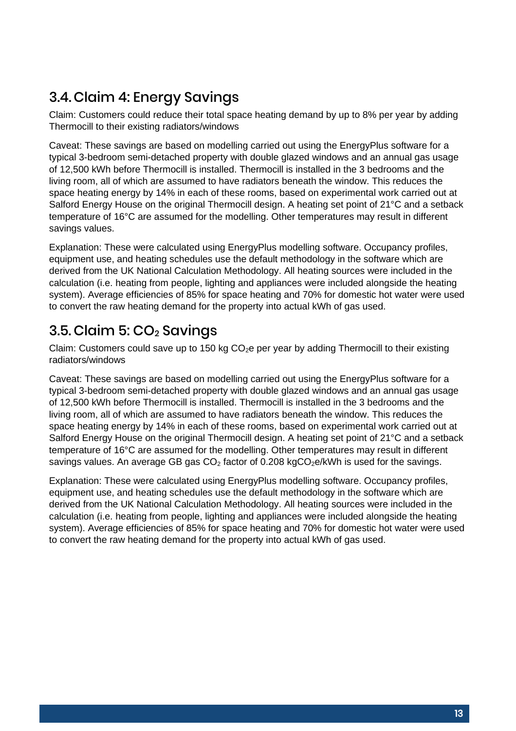## 3.4. Claim 4: Energy Savings

Claim: Customers could reduce their total space heating demand by up to 8% per year by adding Thermocill to their existing radiators/windows

Caveat: These savings are based on modelling carried out using the EnergyPlus software for a typical 3-bedroom semi-detached property with double glazed windows and an annual gas usage of 12,500 kWh before Thermocill is installed. Thermocill is installed in the 3 bedrooms and the living room, all of which are assumed to have radiators beneath the window. This reduces the space heating energy by 14% in each of these rooms, based on experimental work carried out at Salford Energy House on the original Thermocill design. A heating set point of 21°C and a setback temperature of 16°C are assumed for the modelling. Other temperatures may result in different savings values.

Explanation: These were calculated using EnergyPlus modelling software. Occupancy profiles, equipment use, and heating schedules use the default methodology in the software which are derived from the UK National Calculation Methodology. All heating sources were included in the calculation (i.e. heating from people, lighting and appliances were included alongside the heating system). Average efficiencies of 85% for space heating and 70% for domestic hot water were used to convert the raw heating demand for the property into actual kWh of gas used.

## 3.5. Claim 5: $CO_2$ Savings

Claim: Customers could save up to 150 kg $CO_2e$ per year by adding Thermocill to their existing radiators/windows

Caveat: These savings are based on modelling carried out using the EnergyPlus software for a typical 3-bedroom semi-detached property with double glazed windows and an annual gas usage of 12,500 kWh before Thermocill is installed. Thermocill is installed in the 3 bedrooms and the living room, all of which are assumed to have radiators beneath the window. This reduces the space heating energy by 14% in each of these rooms, based on experimental work carried out at Salford Energy House on the original Thermocill design. A heating set point of 21°C and a setback temperature of 16°C are assumed for the modelling. Other temperatures may result in different savings values. An average GB gas $CO_2$ factor of 0.208 kg$CO_2e$/kWh is used for the savings.

Explanation: These were calculated using EnergyPlus modelling software. Occupancy profiles, equipment use, and heating schedules use the default methodology in the software which are derived from the UK National Calculation Methodology. All heating sources were included in the calculation (i.e. heating from people, lighting and appliances were included alongside the heating system). Average efficiencies of 85% for space heating and 70% for domestic hot water were used to convert the raw heating demand for the property into actual kWh of gas used.